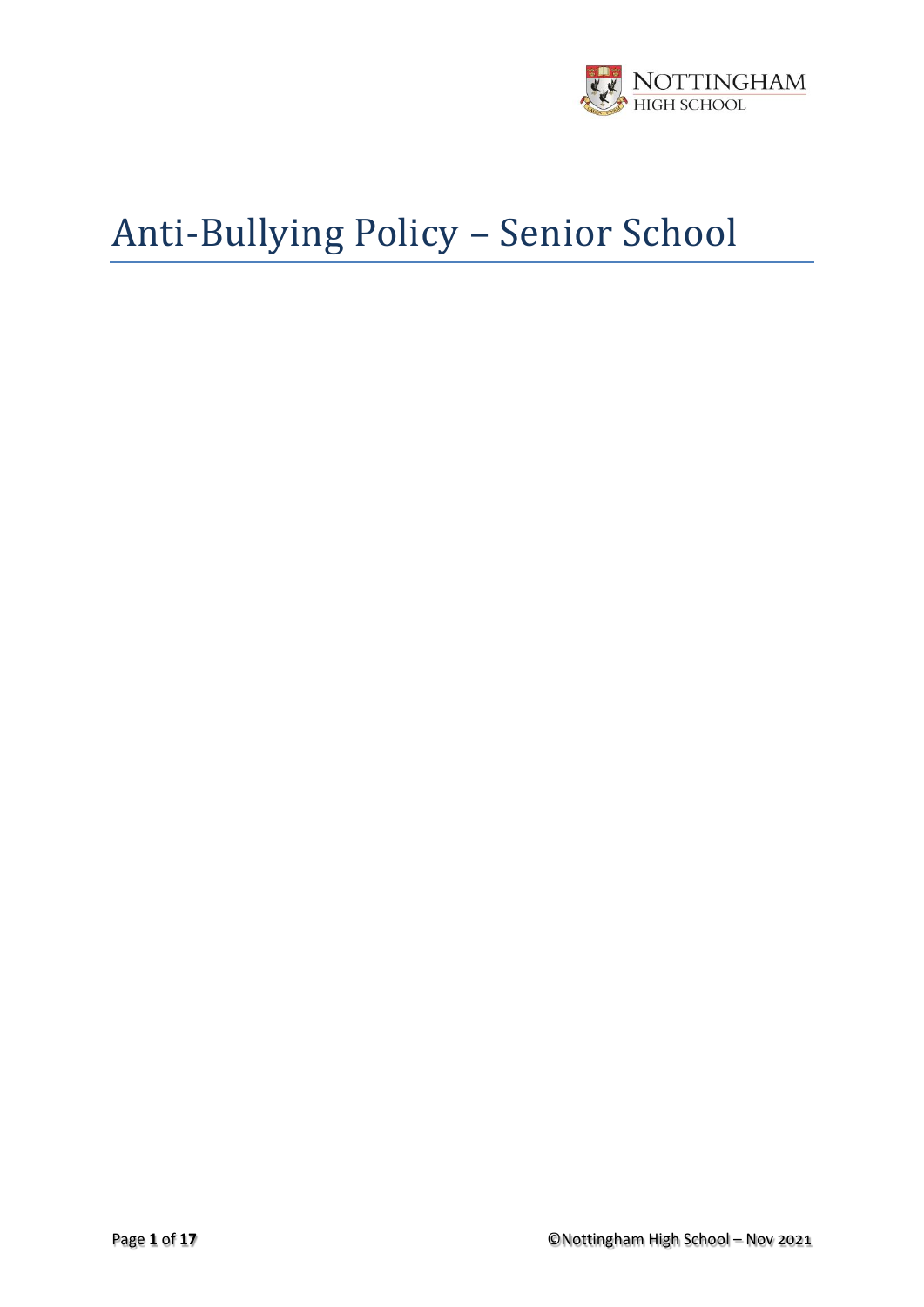# Anti-Bullying Policy – Senior School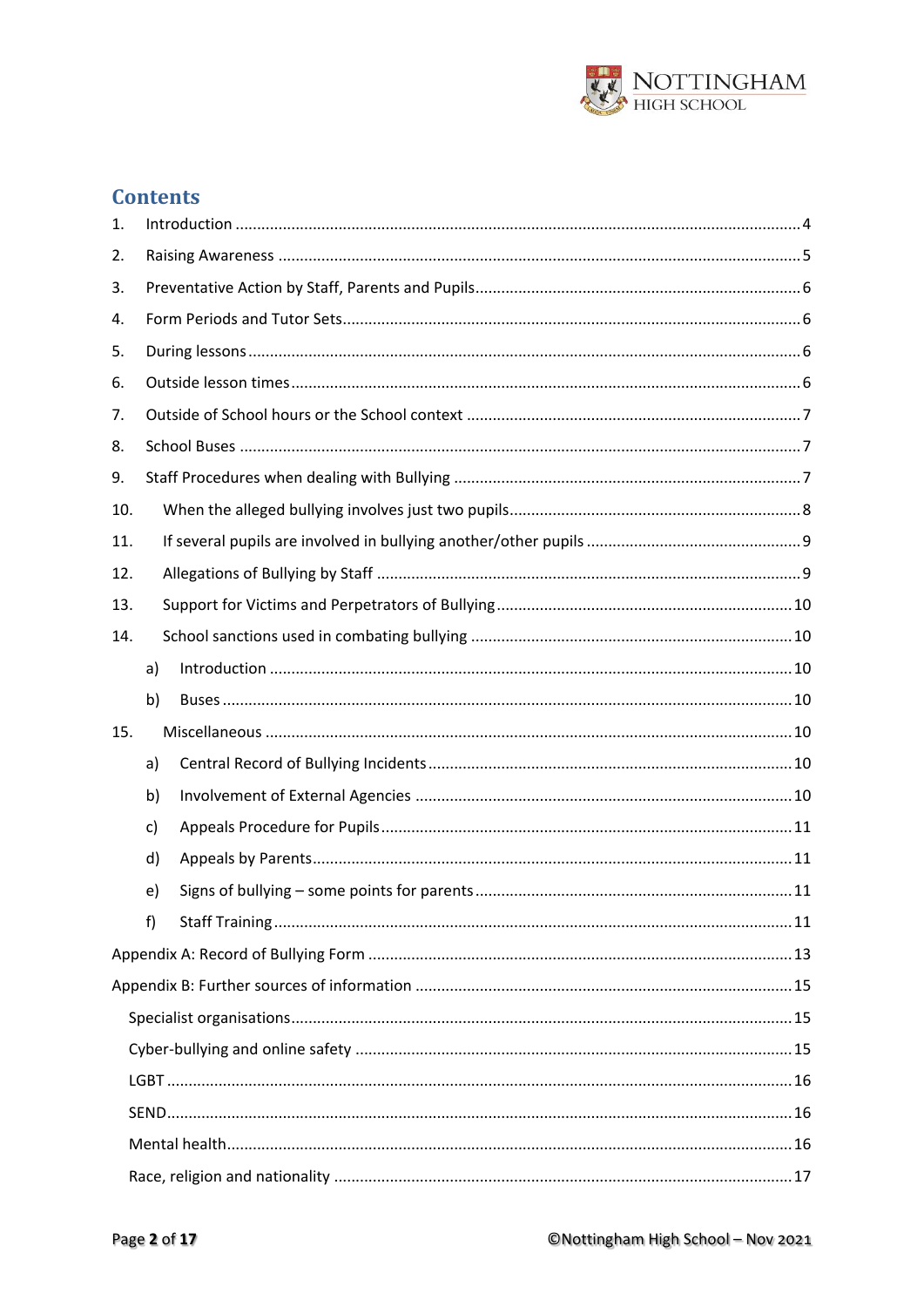# Contents

1. Introduction .......... 4
2. Raising Awareness .......... 5
3. Preventative Action by Staff, Parents and Pupils .......... 6
4. Form Periods and Tutor Sets .......... 6
5. During lessons .......... 6
6. Outside lesson times .......... 6
7. Outside of School hours or the School context .......... 7
8. School Buses .......... 7
9. Staff Procedures when dealing with Bullying .......... 7
10. When the alleged bullying involves just two pupils .......... 8
11. If several pupils are involved in bullying another/other pupils .......... 9
12. Allegations of Bullying by Staff .......... 9
13. Support for Victims and Perpetrators of Bullying .......... 10
14. School sanctions used in combating bullying .......... 10
    - a) Introduction .......... 10
    - b) Buses .......... 10
15. Miscellaneous .......... 10
    - a) Central Record of Bullying Incidents .......... 10
    - b) Involvement of External Agencies .......... 10
    - c) Appeals Procedure for Pupils .......... 11
    - d) Appeals by Parents .......... 11
    - e) Signs of bullying – some points for parents .......... 11
    - f) Staff Training .......... 11

Appendix A: Record of Bullying Form .......... 13

Appendix B: Further sources of information .......... 15

- Specialist organisations .......... 15
- Cyber-bullying and online safety .......... 15
- LGBT .......... 16
- SEND .......... 16
- Mental health .......... 16
- Race, religion and nationality .......... 17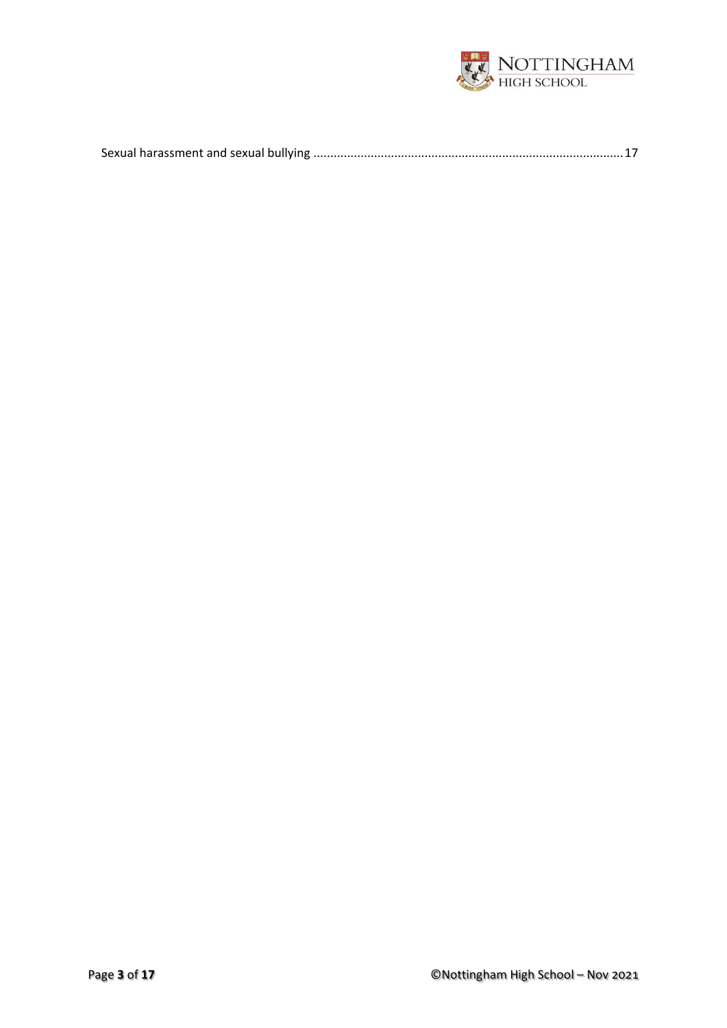Sexual harassment and sexual bullying ........................................................................................17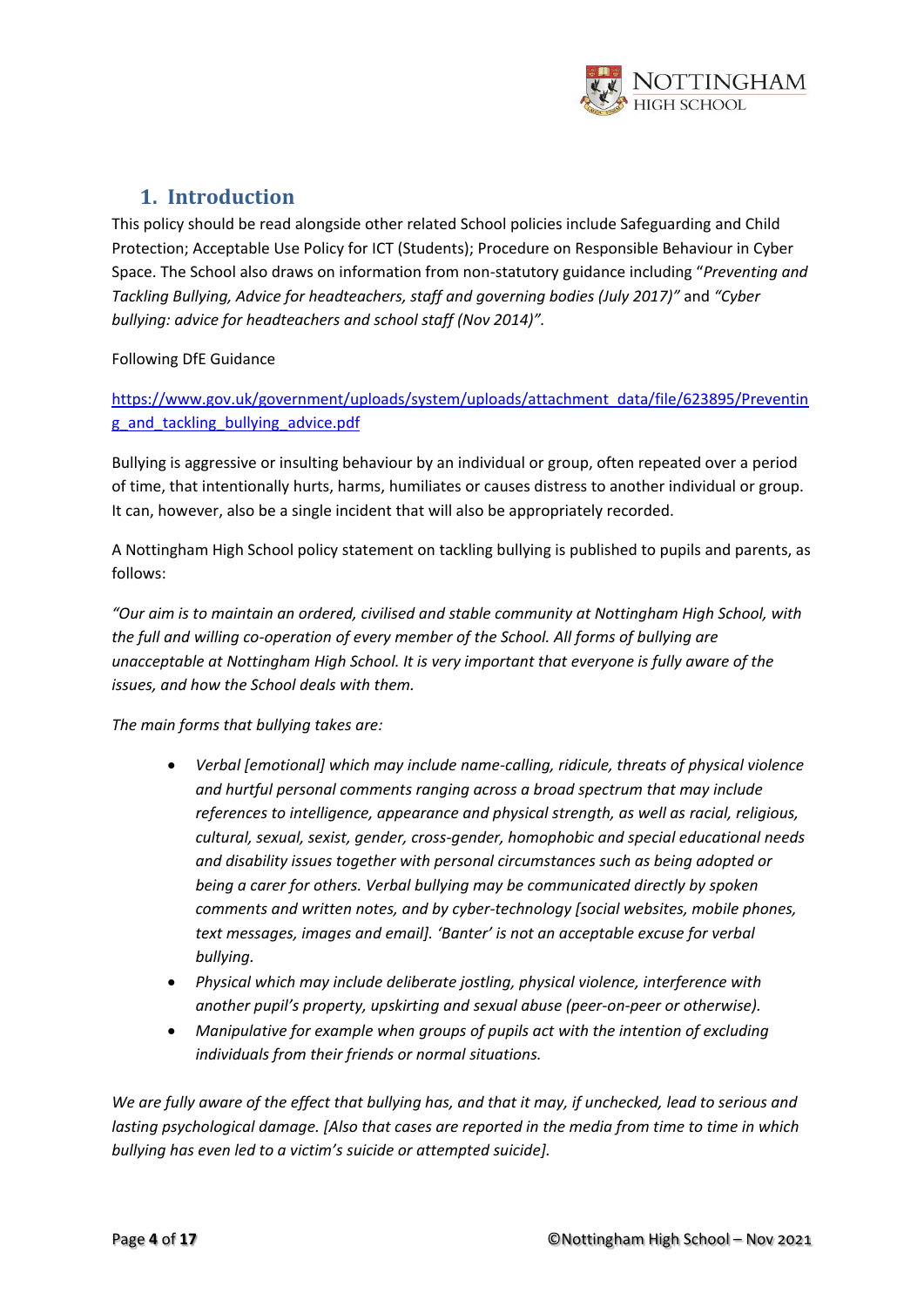## 1. Introduction

This policy should be read alongside other related School policies include Safeguarding and Child Protection; Acceptable Use Policy for ICT (Students); Procedure on Responsible Behaviour in Cyber Space. The School also draws on information from non-statutory guidance including "*Preventing and Tackling Bullying, Advice for headteachers, staff and governing bodies (July 2017)*" and *"Cyber bullying: advice for headteachers and school staff (Nov 2014)".*

Following DfE Guidance

https://www.gov.uk/government/uploads/system/uploads/attachment_data/file/623895/Preventing_and_tackling_bullying_advice.pdf

Bullying is aggressive or insulting behaviour by an individual or group, often repeated over a period of time, that intentionally hurts, harms, humiliates or causes distress to another individual or group. It can, however, also be a single incident that will also be appropriately recorded.

A Nottingham High School policy statement on tackling bullying is published to pupils and parents, as follows:

*"Our aim is to maintain an ordered, civilised and stable community at Nottingham High School, with the full and willing co-operation of every member of the School. All forms of bullying are unacceptable at Nottingham High School. It is very important that everyone is fully aware of the issues, and how the School deals with them.*

*The main forms that bullying takes are:*

- *Verbal [emotional] which may include name-calling, ridicule, threats of physical violence and hurtful personal comments ranging across a broad spectrum that may include references to intelligence, appearance and physical strength, as well as racial, religious, cultural, sexual, sexist, gender, cross-gender, homophobic and special educational needs and disability issues together with personal circumstances such as being adopted or being a carer for others. Verbal bullying may be communicated directly by spoken comments and written notes, and by cyber-technology [social websites, mobile phones, text messages, images and email]. 'Banter' is not an acceptable excuse for verbal bullying.*
- *Physical which may include deliberate jostling, physical violence, interference with another pupil's property, upskirting and sexual abuse (peer-on-peer or otherwise).*
- *Manipulative for example when groups of pupils act with the intention of excluding individuals from their friends or normal situations.*

*We are fully aware of the effect that bullying has, and that it may, if unchecked, lead to serious and lasting psychological damage. [Also that cases are reported in the media from time to time in which bullying has even led to a victim's suicide or attempted suicide].*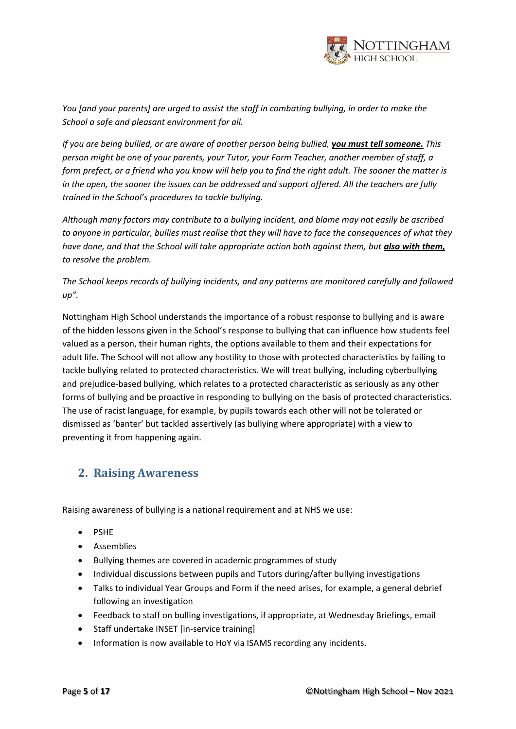*You [and your parents] are urged to assist the staff in combating bullying, in order to make the School a safe and pleasant environment for all.*

*If you are being bullied, or are aware of another person being bullied,* ***<u>you must tell someone.</u>*** *This person might be one of your parents, your Tutor, your Form Teacher, another member of staff, a form prefect, or a friend who you know will help you to find the right adult. The sooner the matter is in the open, the sooner the issues can be addressed and support offered. All the teachers are fully trained in the School's procedures to tackle bullying.*

*Although many factors may contribute to a bullying incident, and blame may not easily be ascribed to anyone in particular, bullies must realise that they will have to face the consequences of what they have done, and that the School will take appropriate action both against them, but* ***<u>also with them,</u>*** *to resolve the problem.*

*The School keeps records of bullying incidents, and any patterns are monitored carefully and followed up".*

Nottingham High School understands the importance of a robust response to bullying and is aware of the hidden lessons given in the School's response to bullying that can influence how students feel valued as a person, their human rights, the options available to them and their expectations for adult life. The School will not allow any hostility to those with protected characteristics by failing to tackle bullying related to protected characteristics. We will treat bullying, including cyberbullying and prejudice-based bullying, which relates to a protected characteristic as seriously as any other forms of bullying and be proactive in responding to bullying on the basis of protected characteristics. The use of racist language, for example, by pupils towards each other will not be tolerated or dismissed as 'banter' but tackled assertively (as bullying where appropriate) with a view to preventing it from happening again.

## 2. Raising Awareness

Raising awareness of bullying is a national requirement and at NHS we use:

- PSHE
- Assemblies
- Bullying themes are covered in academic programmes of study
- Individual discussions between pupils and Tutors during/after bullying investigations
- Talks to individual Year Groups and Form if the need arises, for example, a general debrief following an investigation
- Feedback to staff on bulling investigations, if appropriate, at Wednesday Briefings, email
- Staff undertake INSET [in-service training]
- Information is now available to HoY via ISAMS recording any incidents.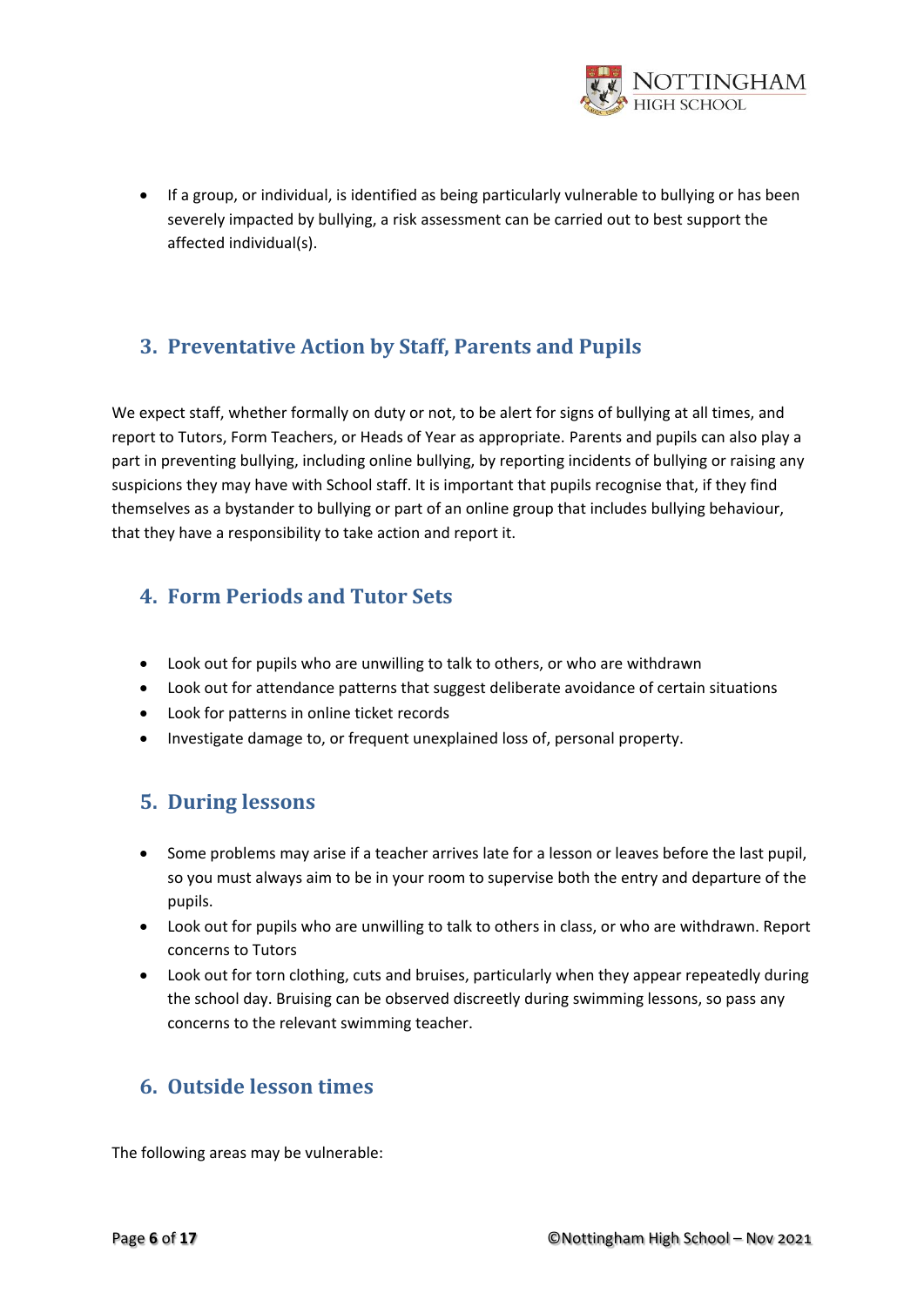- If a group, or individual, is identified as being particularly vulnerable to bullying or has been severely impacted by bullying, a risk assessment can be carried out to best support the affected individual(s).

## 3. Preventative Action by Staff, Parents and Pupils

We expect staff, whether formally on duty or not, to be alert for signs of bullying at all times, and report to Tutors, Form Teachers, or Heads of Year as appropriate. Parents and pupils can also play a part in preventing bullying, including online bullying, by reporting incidents of bullying or raising any suspicions they may have with School staff. It is important that pupils recognise that, if they find themselves as a bystander to bullying or part of an online group that includes bullying behaviour, that they have a responsibility to take action and report it.

## 4. Form Periods and Tutor Sets

- Look out for pupils who are unwilling to talk to others, or who are withdrawn
- Look out for attendance patterns that suggest deliberate avoidance of certain situations
- Look for patterns in online ticket records
- Investigate damage to, or frequent unexplained loss of, personal property.

## 5. During lessons

- Some problems may arise if a teacher arrives late for a lesson or leaves before the last pupil, so you must always aim to be in your room to supervise both the entry and departure of the pupils.
- Look out for pupils who are unwilling to talk to others in class, or who are withdrawn. Report concerns to Tutors
- Look out for torn clothing, cuts and bruises, particularly when they appear repeatedly during the school day. Bruising can be observed discreetly during swimming lessons, so pass any concerns to the relevant swimming teacher.

## 6. Outside lesson times

The following areas may be vulnerable: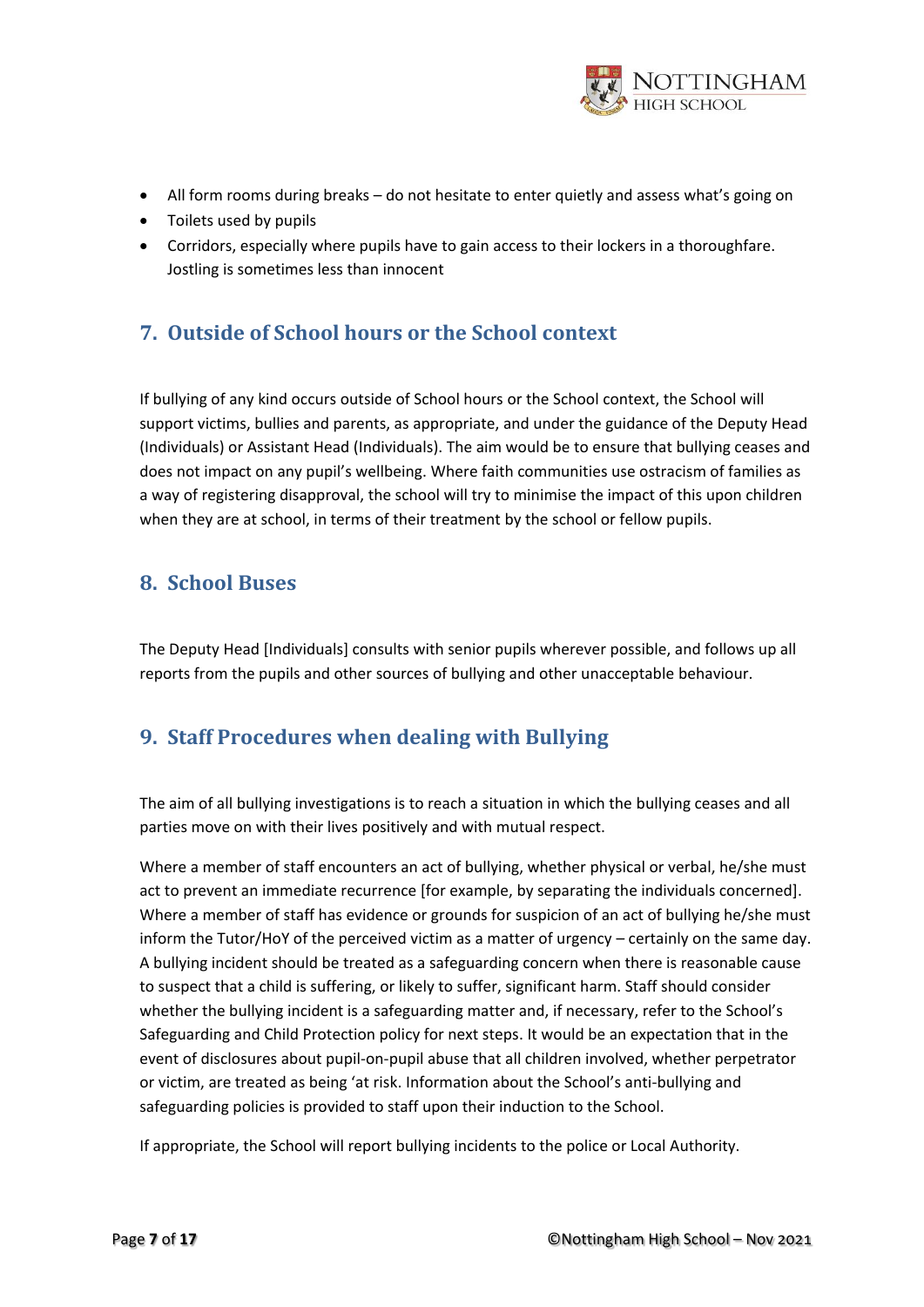- All form rooms during breaks – do not hesitate to enter quietly and assess what's going on
- Toilets used by pupils
- Corridors, especially where pupils have to gain access to their lockers in a thoroughfare. Jostling is sometimes less than innocent

## 7. Outside of School hours or the School context

If bullying of any kind occurs outside of School hours or the School context, the School will support victims, bullies and parents, as appropriate, and under the guidance of the Deputy Head (Individuals) or Assistant Head (Individuals). The aim would be to ensure that bullying ceases and does not impact on any pupil's wellbeing. Where faith communities use ostracism of families as a way of registering disapproval, the school will try to minimise the impact of this upon children when they are at school, in terms of their treatment by the school or fellow pupils.

## 8. School Buses

The Deputy Head [Individuals] consults with senior pupils wherever possible, and follows up all reports from the pupils and other sources of bullying and other unacceptable behaviour.

## 9. Staff Procedures when dealing with Bullying

The aim of all bullying investigations is to reach a situation in which the bullying ceases and all parties move on with their lives positively and with mutual respect.

Where a member of staff encounters an act of bullying, whether physical or verbal, he/she must act to prevent an immediate recurrence [for example, by separating the individuals concerned]. Where a member of staff has evidence or grounds for suspicion of an act of bullying he/she must inform the Tutor/HoY of the perceived victim as a matter of urgency – certainly on the same day. A bullying incident should be treated as a safeguarding concern when there is reasonable cause to suspect that a child is suffering, or likely to suffer, significant harm. Staff should consider whether the bullying incident is a safeguarding matter and, if necessary, refer to the School's Safeguarding and Child Protection policy for next steps. It would be an expectation that in the event of disclosures about pupil-on-pupil abuse that all children involved, whether perpetrator or victim, are treated as being 'at risk. Information about the School's anti-bullying and safeguarding policies is provided to staff upon their induction to the School.

If appropriate, the School will report bullying incidents to the police or Local Authority.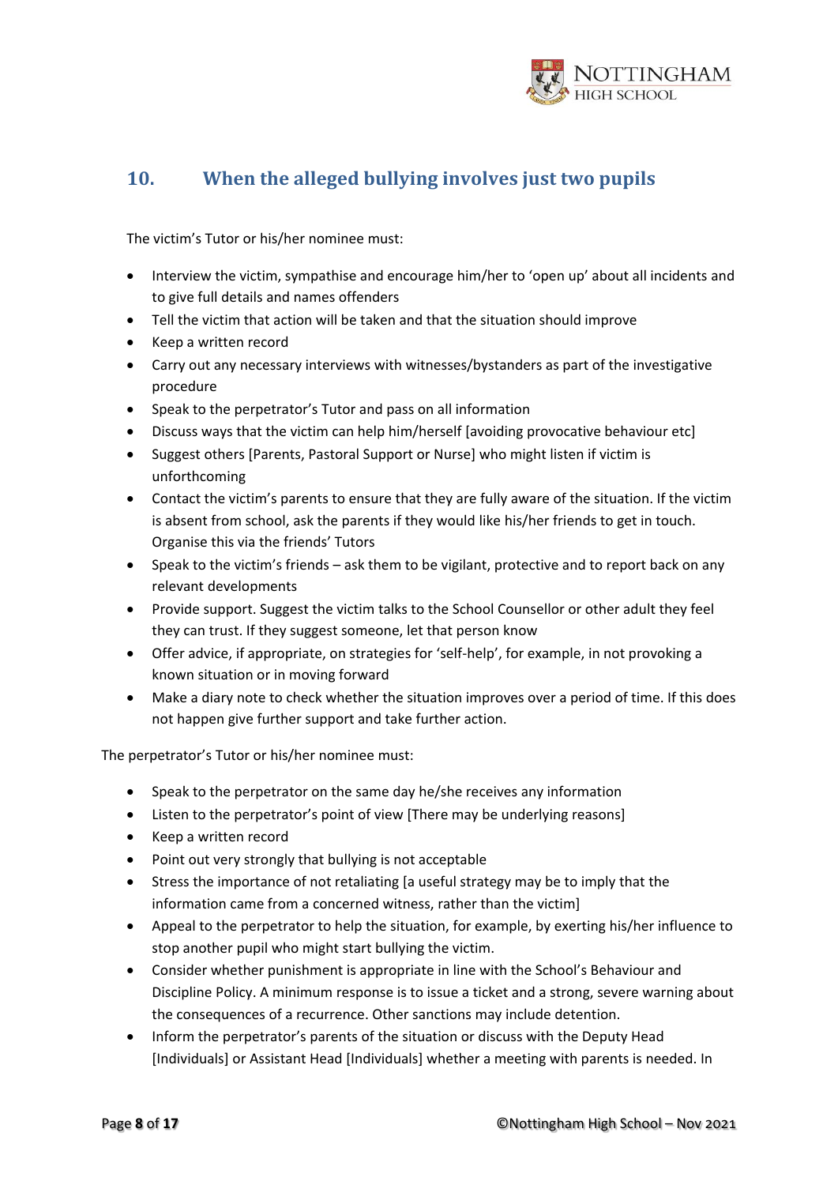## 10. When the alleged bullying involves just two pupils

The victim's Tutor or his/her nominee must:

- Interview the victim, sympathise and encourage him/her to 'open up' about all incidents and to give full details and names offenders
- Tell the victim that action will be taken and that the situation should improve
- Keep a written record
- Carry out any necessary interviews with witnesses/bystanders as part of the investigative procedure
- Speak to the perpetrator's Tutor and pass on all information
- Discuss ways that the victim can help him/herself [avoiding provocative behaviour etc]
- Suggest others [Parents, Pastoral Support or Nurse] who might listen if victim is unforthcoming
- Contact the victim's parents to ensure that they are fully aware of the situation. If the victim is absent from school, ask the parents if they would like his/her friends to get in touch. Organise this via the friends' Tutors
- Speak to the victim's friends – ask them to be vigilant, protective and to report back on any relevant developments
- Provide support. Suggest the victim talks to the School Counsellor or other adult they feel they can trust. If they suggest someone, let that person know
- Offer advice, if appropriate, on strategies for 'self-help', for example, in not provoking a known situation or in moving forward
- Make a diary note to check whether the situation improves over a period of time. If this does not happen give further support and take further action.

The perpetrator's Tutor or his/her nominee must:

- Speak to the perpetrator on the same day he/she receives any information
- Listen to the perpetrator's point of view [There may be underlying reasons]
- Keep a written record
- Point out very strongly that bullying is not acceptable
- Stress the importance of not retaliating [a useful strategy may be to imply that the information came from a concerned witness, rather than the victim]
- Appeal to the perpetrator to help the situation, for example, by exerting his/her influence to stop another pupil who might start bullying the victim.
- Consider whether punishment is appropriate in line with the School's Behaviour and Discipline Policy. A minimum response is to issue a ticket and a strong, severe warning about the consequences of a recurrence. Other sanctions may include detention.
- Inform the perpetrator's parents of the situation or discuss with the Deputy Head [Individuals] or Assistant Head [Individuals] whether a meeting with parents is needed. In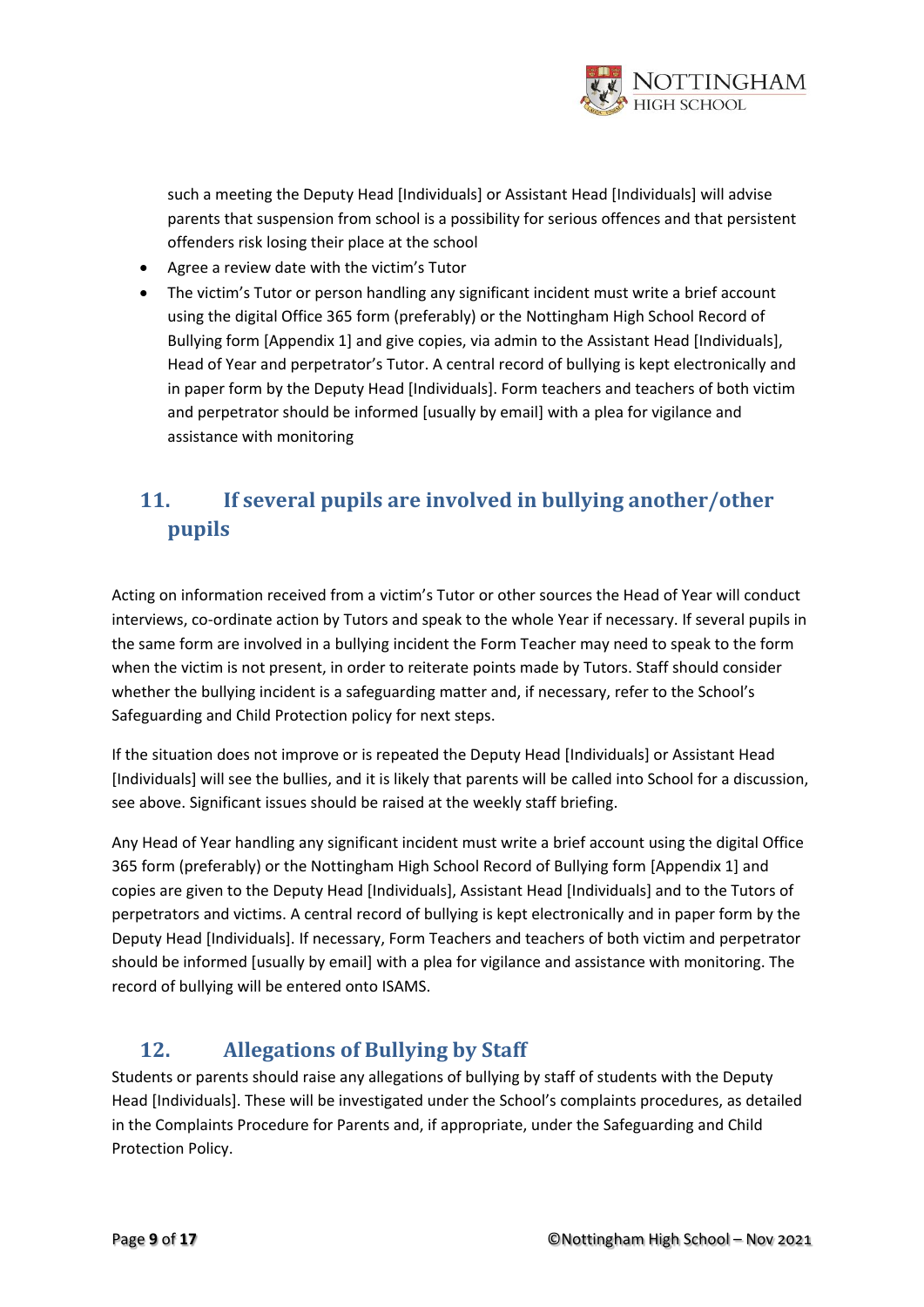such a meeting the Deputy Head [Individuals] or Assistant Head [Individuals] will advise parents that suspension from school is a possibility for serious offences and that persistent offenders risk losing their place at the school

- Agree a review date with the victim's Tutor
- The victim's Tutor or person handling any significant incident must write a brief account using the digital Office 365 form (preferably) or the Nottingham High School Record of Bullying form [Appendix 1] and give copies, via admin to the Assistant Head [Individuals], Head of Year and perpetrator's Tutor. A central record of bullying is kept electronically and in paper form by the Deputy Head [Individuals]. Form teachers and teachers of both victim and perpetrator should be informed [usually by email] with a plea for vigilance and assistance with monitoring

## 11. If several pupils are involved in bullying another/other pupils

Acting on information received from a victim's Tutor or other sources the Head of Year will conduct interviews, co-ordinate action by Tutors and speak to the whole Year if necessary. If several pupils in the same form are involved in a bullying incident the Form Teacher may need to speak to the form when the victim is not present, in order to reiterate points made by Tutors. Staff should consider whether the bullying incident is a safeguarding matter and, if necessary, refer to the School's Safeguarding and Child Protection policy for next steps.

If the situation does not improve or is repeated the Deputy Head [Individuals] or Assistant Head [Individuals] will see the bullies, and it is likely that parents will be called into School for a discussion, see above. Significant issues should be raised at the weekly staff briefing.

Any Head of Year handling any significant incident must write a brief account using the digital Office 365 form (preferably) or the Nottingham High School Record of Bullying form [Appendix 1] and copies are given to the Deputy Head [Individuals], Assistant Head [Individuals] and to the Tutors of perpetrators and victims. A central record of bullying is kept electronically and in paper form by the Deputy Head [Individuals]. If necessary, Form Teachers and teachers of both victim and perpetrator should be informed [usually by email] with a plea for vigilance and assistance with monitoring. The record of bullying will be entered onto ISAMS.

## 12. Allegations of Bullying by Staff

Students or parents should raise any allegations of bullying by staff of students with the Deputy Head [Individuals]. These will be investigated under the School's complaints procedures, as detailed in the Complaints Procedure for Parents and, if appropriate, under the Safeguarding and Child Protection Policy.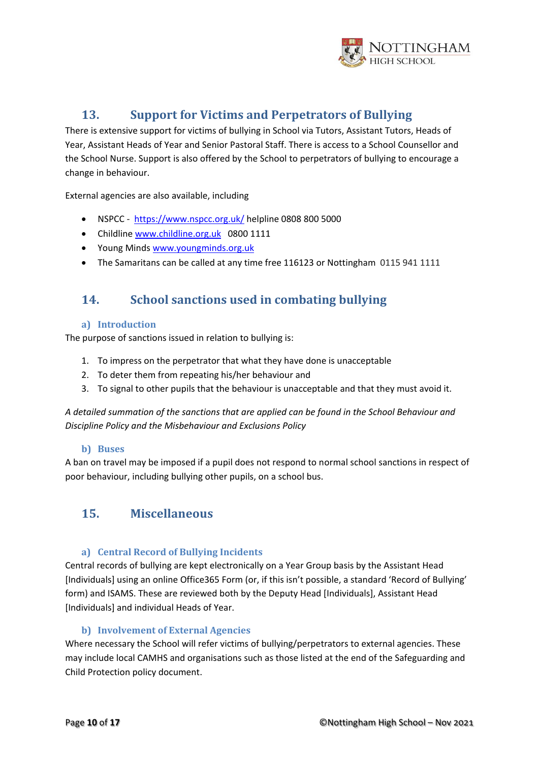## 13. Support for Victims and Perpetrators of Bullying

There is extensive support for victims of bullying in School via Tutors, Assistant Tutors, Heads of Year, Assistant Heads of Year and Senior Pastoral Staff. There is access to a School Counsellor and the School Nurse. Support is also offered by the School to perpetrators of bullying to encourage a change in behaviour.

External agencies are also available, including

- NSPCC - https://www.nspcc.org.uk/ helpline 0808 800 5000
- Childline www.childline.org.uk 0800 1111
- Young Minds www.youngminds.org.uk
- The Samaritans can be called at any time free 116123 or Nottingham 0115 941 1111

## 14. School sanctions used in combating bullying

### a) Introduction

The purpose of sanctions issued in relation to bullying is:

1. To impress on the perpetrator that what they have done is unacceptable
2. To deter them from repeating his/her behaviour and
3. To signal to other pupils that the behaviour is unacceptable and that they must avoid it.

*A detailed summation of the sanctions that are applied can be found in the School Behaviour and Discipline Policy and the Misbehaviour and Exclusions Policy*

### b) Buses

A ban on travel may be imposed if a pupil does not respond to normal school sanctions in respect of poor behaviour, including bullying other pupils, on a school bus.

## 15. Miscellaneous

### a) Central Record of Bullying Incidents

Central records of bullying are kept electronically on a Year Group basis by the Assistant Head [Individuals] using an online Office365 Form (or, if this isn't possible, a standard 'Record of Bullying' form) and ISAMS. These are reviewed both by the Deputy Head [Individuals], Assistant Head [Individuals] and individual Heads of Year.

### b) Involvement of External Agencies

Where necessary the School will refer victims of bullying/perpetrators to external agencies. These may include local CAMHS and organisations such as those listed at the end of the Safeguarding and Child Protection policy document.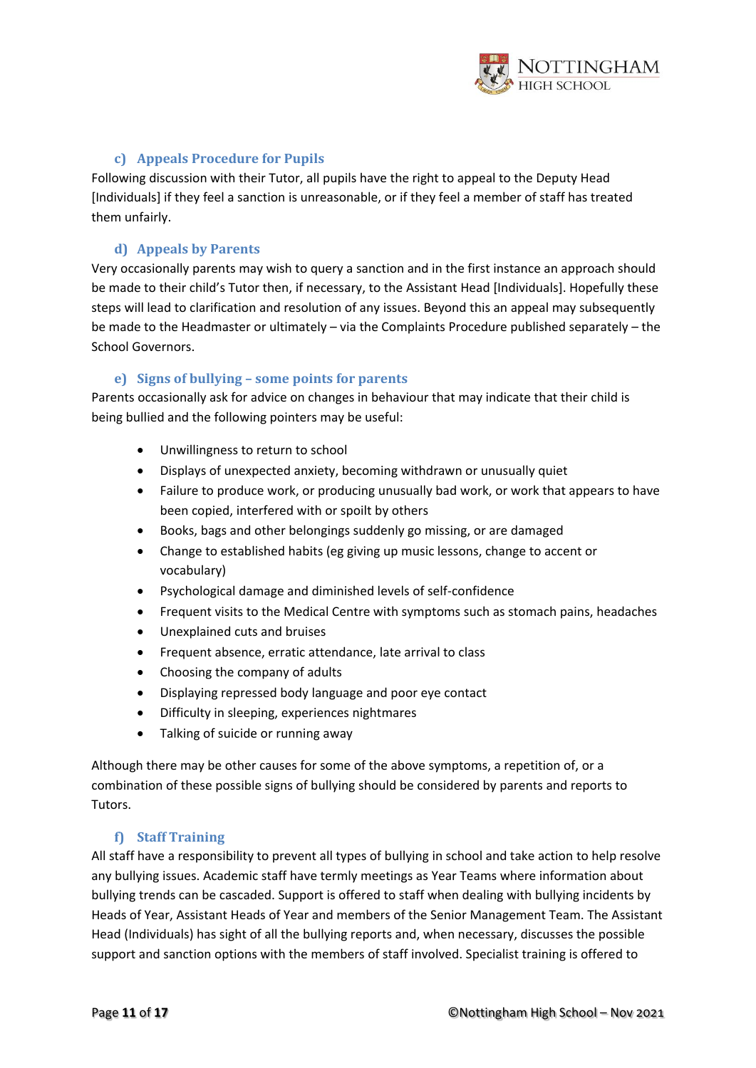### c) Appeals Procedure for Pupils

Following discussion with their Tutor, all pupils have the right to appeal to the Deputy Head [Individuals] if they feel a sanction is unreasonable, or if they feel a member of staff has treated them unfairly.

### d) Appeals by Parents

Very occasionally parents may wish to query a sanction and in the first instance an approach should be made to their child's Tutor then, if necessary, to the Assistant Head [Individuals]. Hopefully these steps will lead to clarification and resolution of any issues. Beyond this an appeal may subsequently be made to the Headmaster or ultimately – via the Complaints Procedure published separately – the School Governors.

### e) Signs of bullying – some points for parents

Parents occasionally ask for advice on changes in behaviour that may indicate that their child is being bullied and the following pointers may be useful:

- Unwillingness to return to school
- Displays of unexpected anxiety, becoming withdrawn or unusually quiet
- Failure to produce work, or producing unusually bad work, or work that appears to have been copied, interfered with or spoilt by others
- Books, bags and other belongings suddenly go missing, or are damaged
- Change to established habits (eg giving up music lessons, change to accent or vocabulary)
- Psychological damage and diminished levels of self-confidence
- Frequent visits to the Medical Centre with symptoms such as stomach pains, headaches
- Unexplained cuts and bruises
- Frequent absence, erratic attendance, late arrival to class
- Choosing the company of adults
- Displaying repressed body language and poor eye contact
- Difficulty in sleeping, experiences nightmares
- Talking of suicide or running away

Although there may be other causes for some of the above symptoms, a repetition of, or a combination of these possible signs of bullying should be considered by parents and reports to Tutors.

### f) Staff Training

All staff have a responsibility to prevent all types of bullying in school and take action to help resolve any bullying issues. Academic staff have termly meetings as Year Teams where information about bullying trends can be cascaded. Support is offered to staff when dealing with bullying incidents by Heads of Year, Assistant Heads of Year and members of the Senior Management Team. The Assistant Head (Individuals) has sight of all the bullying reports and, when necessary, discusses the possible support and sanction options with the members of staff involved. Specialist training is offered to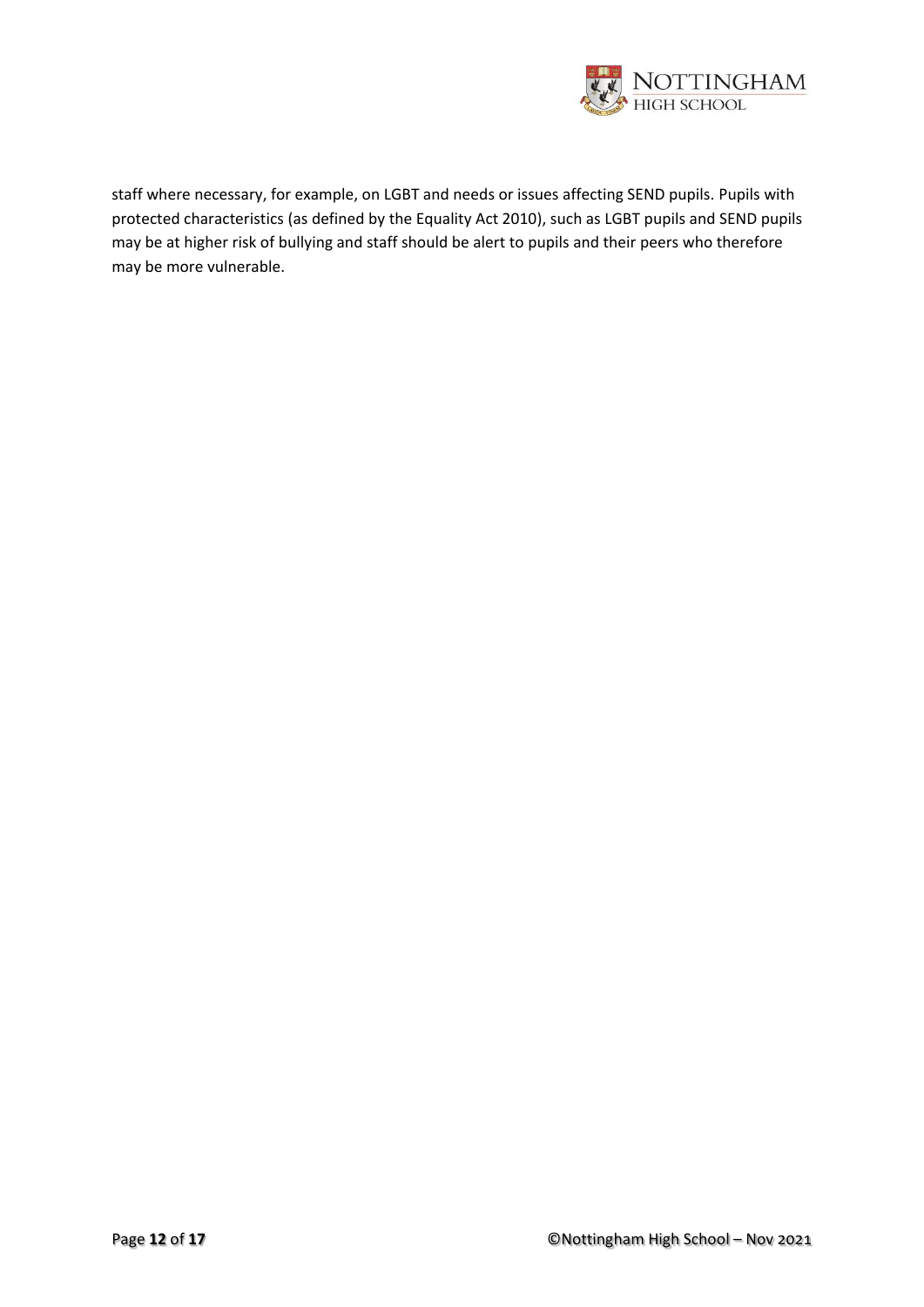staff where necessary, for example, on LGBT and needs or issues affecting SEND pupils. Pupils with protected characteristics (as defined by the Equality Act 2010), such as LGBT pupils and SEND pupils may be at higher risk of bullying and staff should be alert to pupils and their peers who therefore may be more vulnerable.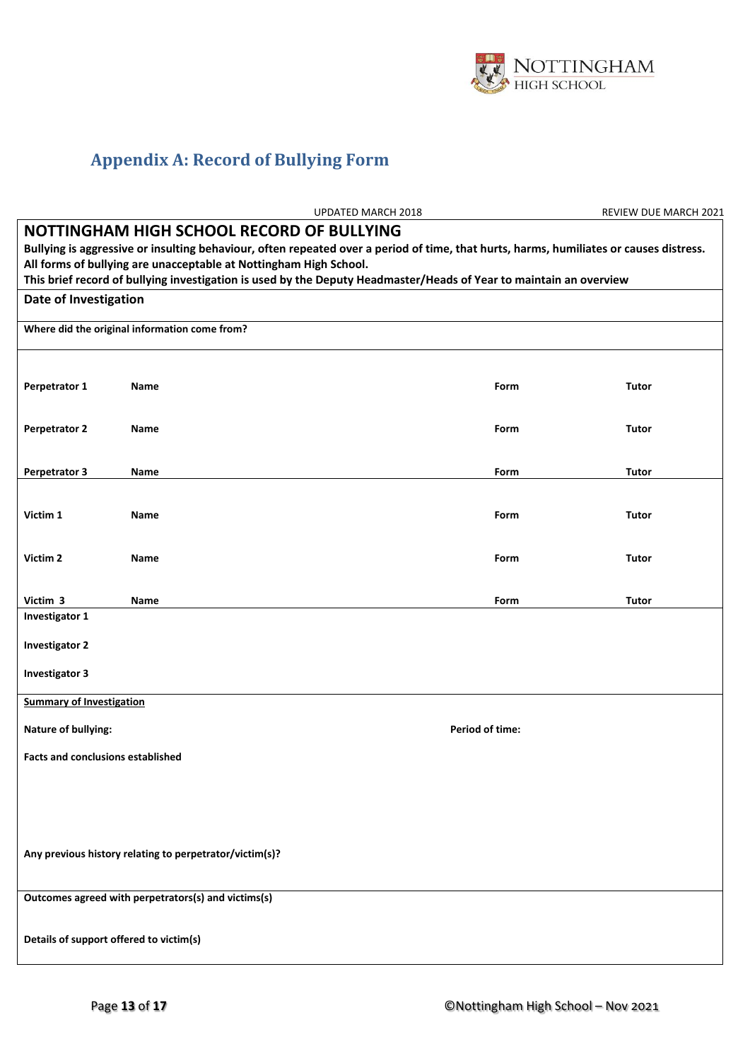## Appendix A: Record of Bullying Form

UPDATED MARCH 2018 REVIEW DUE MARCH 2021

### NOTTINGHAM HIGH SCHOOL RECORD OF BULLYING

**Bullying is aggressive or insulting behaviour, often repeated over a period of time, that hurts, harms, humiliates or causes distress. All forms of bullying are unacceptable at Nottingham High School.**
**This brief record of bullying investigation is used by the Deputy Headmaster/Heads of Year to maintain an overview**

**Date of Investigation**

**Where did the original information come from?**

| | | | |
|---|---|---|---|
| **Perpetrator 1** | **Name** | **Form** | **Tutor** |
| **Perpetrator 2** | **Name** | **Form** | **Tutor** |
| **Perpetrator 3** | **Name** | **Form** | **Tutor** |
| **Victim 1** | **Name** | **Form** | **Tutor** |
| **Victim 2** | **Name** | **Form** | **Tutor** |
| **Victim 3** | **Name** | **Form** | **Tutor** |

**Investigator 1**

**Investigator 2**

**Investigator 3**

**Summary of Investigation**

**Nature of bullying:** **Period of time:**

**Facts and conclusions established**

**Any previous history relating to perpetrator/victim(s)?**

**Outcomes agreed with perpetrators(s) and victims(s)**

**Details of support offered to victim(s)**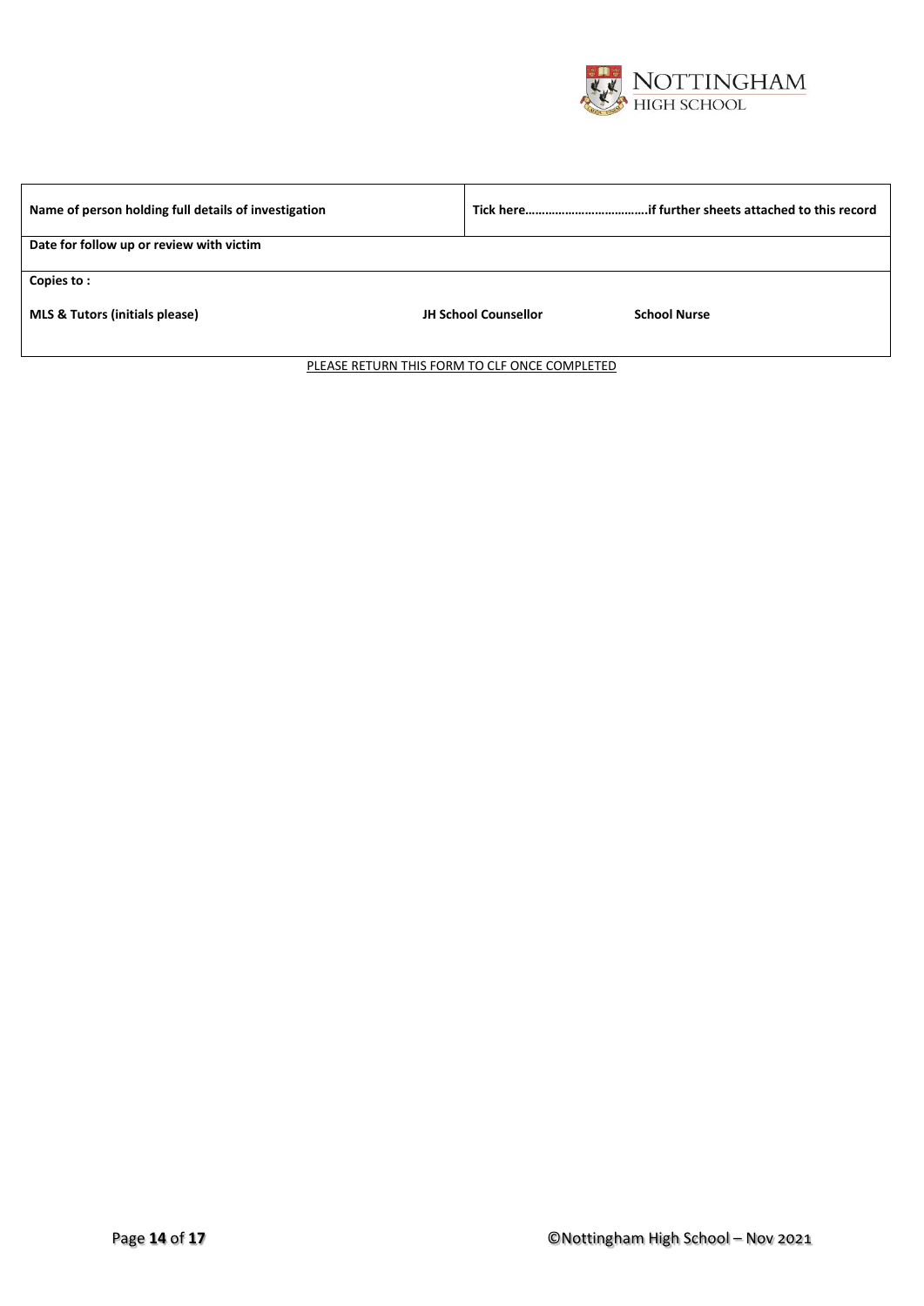| **Name of person holding full details of investigation** | **Tick here……………………………….if further sheets attached to this record** | |
|---|---|---|
| **Date for follow up or review with victim** | | |
| **Copies to :**<br><br>**MLS & Tutors (initials please)** | **JH School Counsellor** | **School Nurse** |

PLEASE RETURN THIS FORM TO CLF ONCE COMPLETED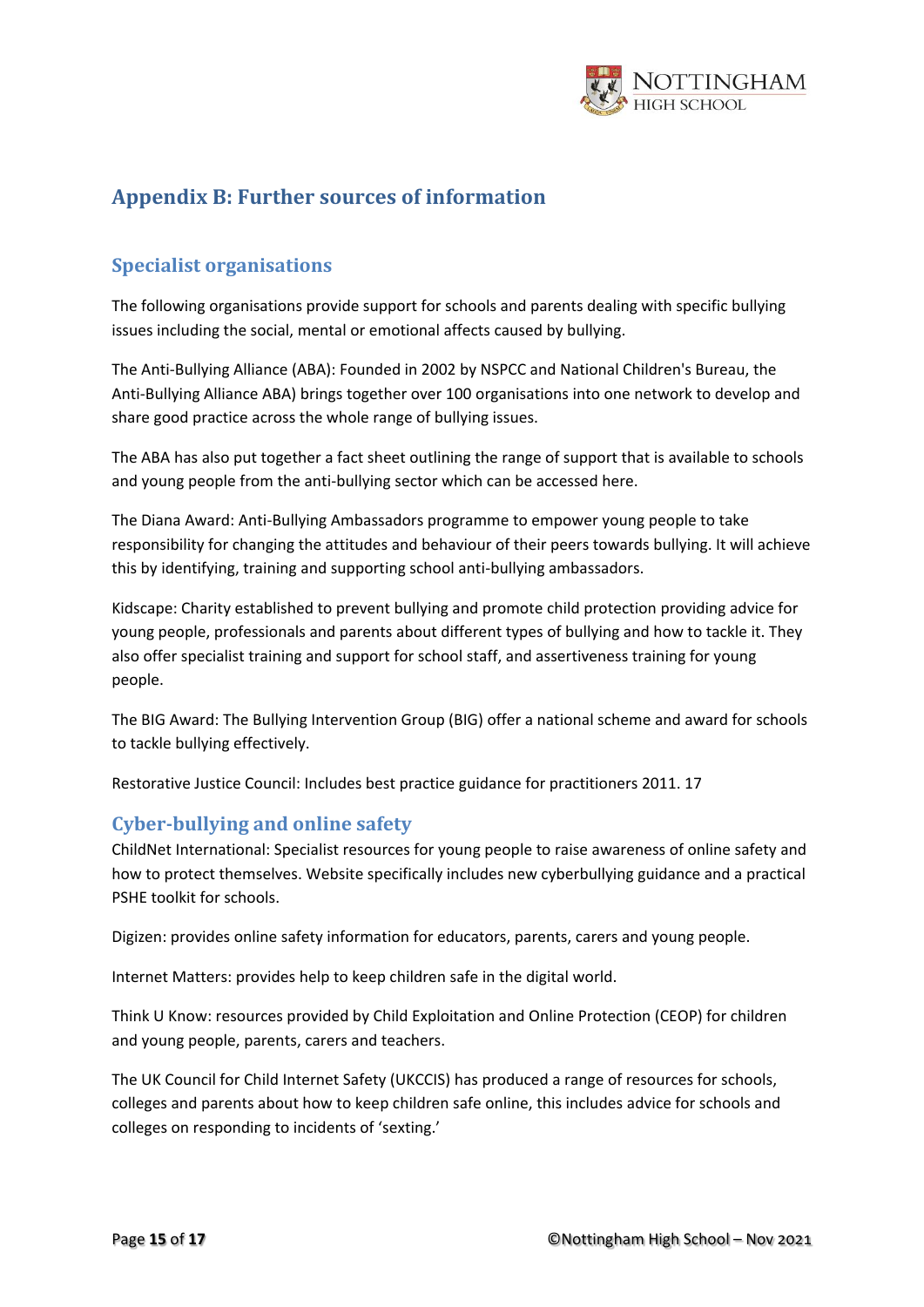# Appendix B: Further sources of information

## Specialist organisations

The following organisations provide support for schools and parents dealing with specific bullying issues including the social, mental or emotional affects caused by bullying.

The Anti-Bullying Alliance (ABA): Founded in 2002 by NSPCC and National Children's Bureau, the Anti-Bullying Alliance ABA) brings together over 100 organisations into one network to develop and share good practice across the whole range of bullying issues.

The ABA has also put together a fact sheet outlining the range of support that is available to schools and young people from the anti-bullying sector which can be accessed here.

The Diana Award: Anti-Bullying Ambassadors programme to empower young people to take responsibility for changing the attitudes and behaviour of their peers towards bullying. It will achieve this by identifying, training and supporting school anti-bullying ambassadors.

Kidscape: Charity established to prevent bullying and promote child protection providing advice for young people, professionals and parents about different types of bullying and how to tackle it. They also offer specialist training and support for school staff, and assertiveness training for young people.

The BIG Award: The Bullying Intervention Group (BIG) offer a national scheme and award for schools to tackle bullying effectively.

Restorative Justice Council: Includes best practice guidance for practitioners 2011. 17

## Cyber-bullying and online safety

ChildNet International: Specialist resources for young people to raise awareness of online safety and how to protect themselves. Website specifically includes new cyberbullying guidance and a practical PSHE toolkit for schools.

Digizen: provides online safety information for educators, parents, carers and young people.

Internet Matters: provides help to keep children safe in the digital world.

Think U Know: resources provided by Child Exploitation and Online Protection (CEOP) for children and young people, parents, carers and teachers.

The UK Council for Child Internet Safety (UKCCIS) has produced a range of resources for schools, colleges and parents about how to keep children safe online, this includes advice for schools and colleges on responding to incidents of 'sexting.'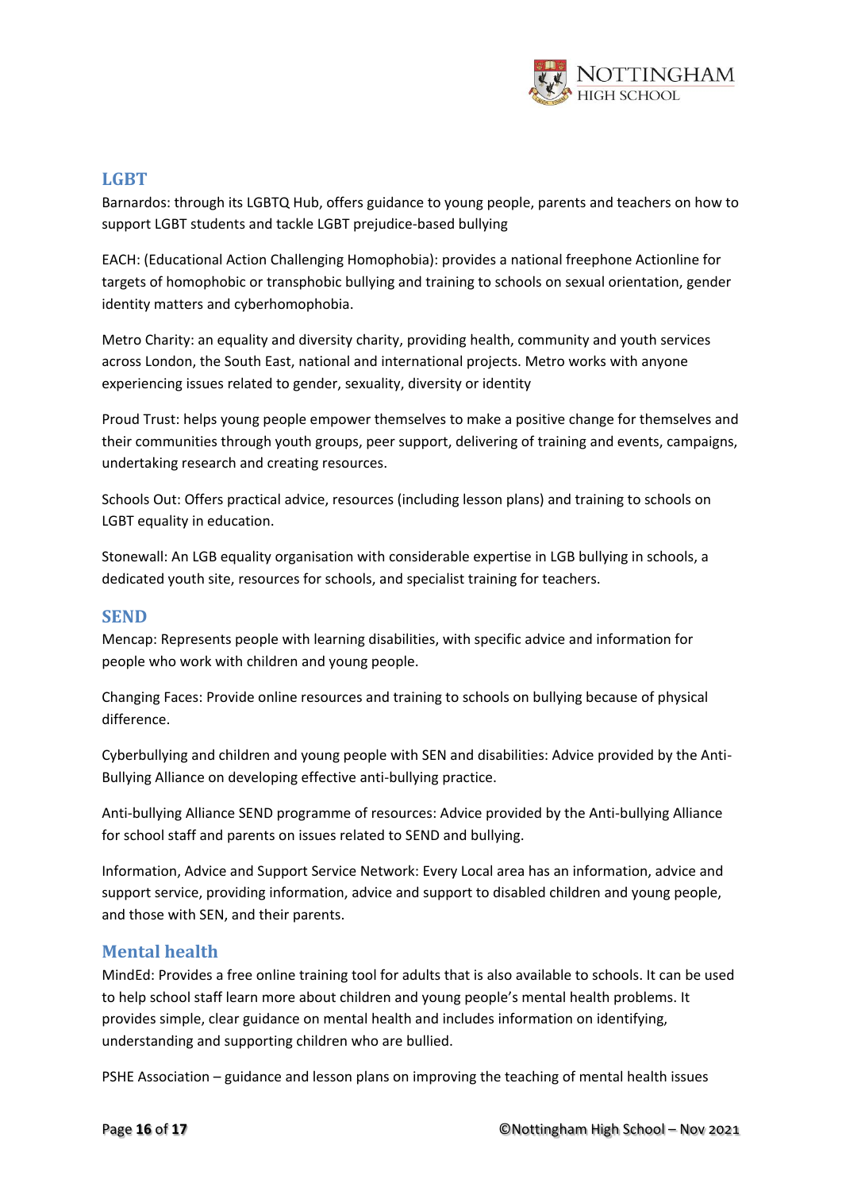## LGBT

Barnardos: through its LGBTQ Hub, offers guidance to young people, parents and teachers on how to support LGBT students and tackle LGBT prejudice-based bullying

EACH: (Educational Action Challenging Homophobia): provides a national freephone Actionline for targets of homophobic or transphobic bullying and training to schools on sexual orientation, gender identity matters and cyberhomophobia.

Metro Charity: an equality and diversity charity, providing health, community and youth services across London, the South East, national and international projects. Metro works with anyone experiencing issues related to gender, sexuality, diversity or identity

Proud Trust: helps young people empower themselves to make a positive change for themselves and their communities through youth groups, peer support, delivering of training and events, campaigns, undertaking research and creating resources.

Schools Out: Offers practical advice, resources (including lesson plans) and training to schools on LGBT equality in education.

Stonewall: An LGB equality organisation with considerable expertise in LGB bullying in schools, a dedicated youth site, resources for schools, and specialist training for teachers.

## SEND

Mencap: Represents people with learning disabilities, with specific advice and information for people who work with children and young people.

Changing Faces: Provide online resources and training to schools on bullying because of physical difference.

Cyberbullying and children and young people with SEN and disabilities: Advice provided by the Anti-Bullying Alliance on developing effective anti-bullying practice.

Anti-bullying Alliance SEND programme of resources: Advice provided by the Anti-bullying Alliance for school staff and parents on issues related to SEND and bullying.

Information, Advice and Support Service Network: Every Local area has an information, advice and support service, providing information, advice and support to disabled children and young people, and those with SEN, and their parents.

## Mental health

MindEd: Provides a free online training tool for adults that is also available to schools. It can be used to help school staff learn more about children and young people's mental health problems. It provides simple, clear guidance on mental health and includes information on identifying, understanding and supporting children who are bullied.

PSHE Association – guidance and lesson plans on improving the teaching of mental health issues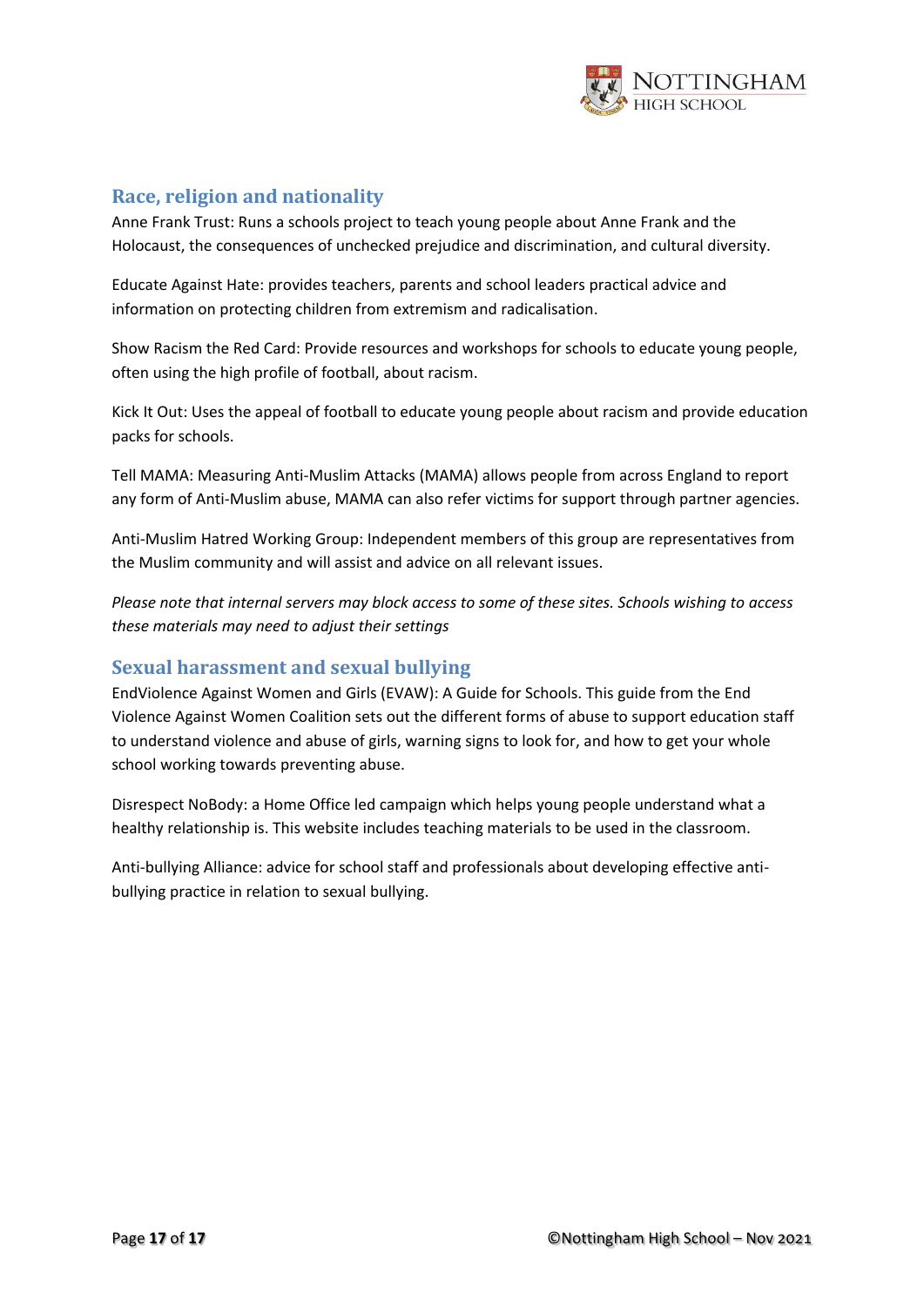## Race, religion and nationality

Anne Frank Trust: Runs a schools project to teach young people about Anne Frank and the Holocaust, the consequences of unchecked prejudice and discrimination, and cultural diversity.

Educate Against Hate: provides teachers, parents and school leaders practical advice and information on protecting children from extremism and radicalisation.

Show Racism the Red Card: Provide resources and workshops for schools to educate young people, often using the high profile of football, about racism.

Kick It Out: Uses the appeal of football to educate young people about racism and provide education packs for schools.

Tell MAMA: Measuring Anti-Muslim Attacks (MAMA) allows people from across England to report any form of Anti-Muslim abuse, MAMA can also refer victims for support through partner agencies.

Anti-Muslim Hatred Working Group: Independent members of this group are representatives from the Muslim community and will assist and advice on all relevant issues.

*Please note that internal servers may block access to some of these sites. Schools wishing to access these materials may need to adjust their settings*

## Sexual harassment and sexual bullying

EndViolence Against Women and Girls (EVAW): A Guide for Schools. This guide from the End Violence Against Women Coalition sets out the different forms of abuse to support education staff to understand violence and abuse of girls, warning signs to look for, and how to get your whole school working towards preventing abuse.

Disrespect NoBody: a Home Office led campaign which helps young people understand what a healthy relationship is. This website includes teaching materials to be used in the classroom.

Anti-bullying Alliance: advice for school staff and professionals about developing effective anti-bullying practice in relation to sexual bullying.